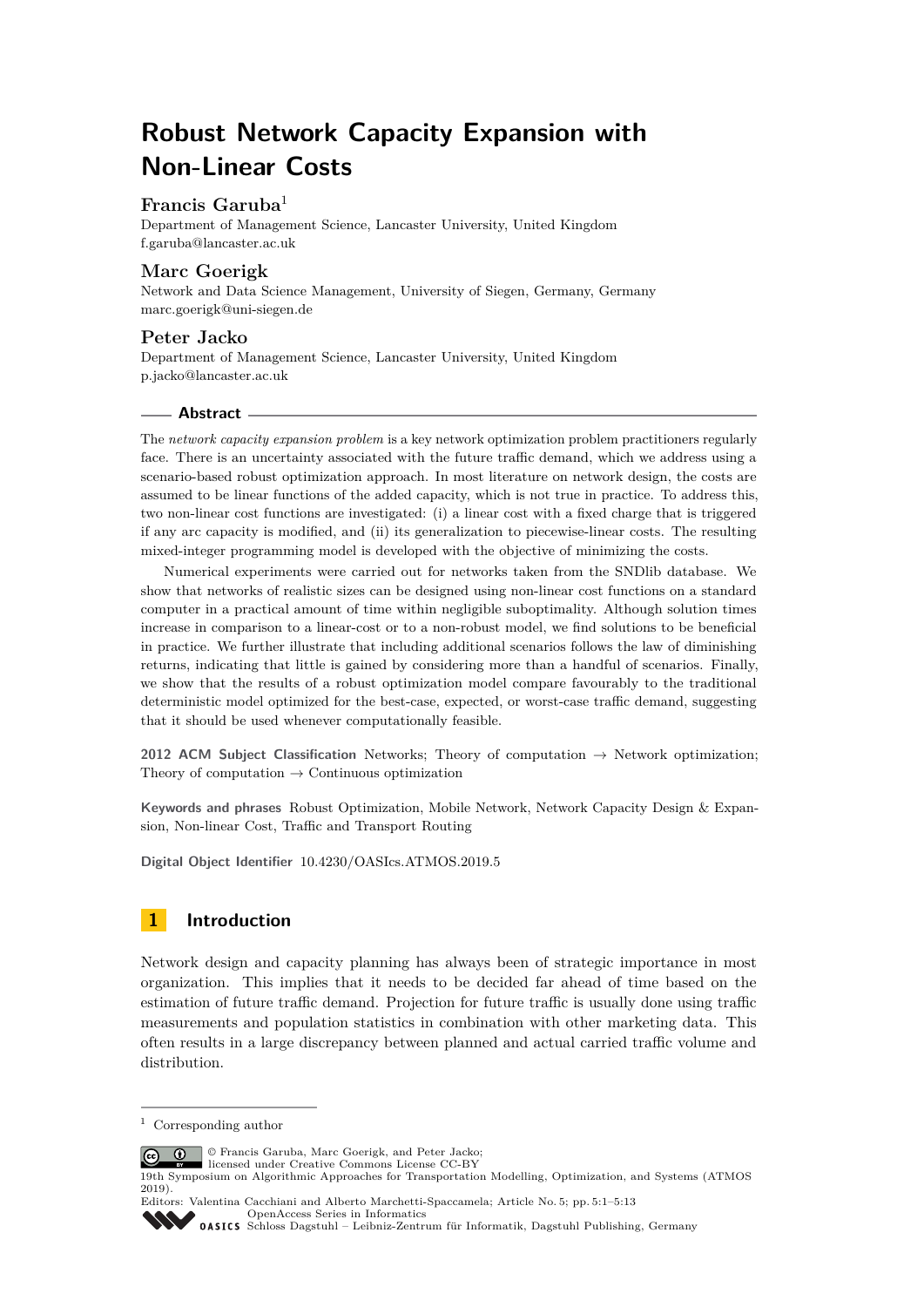# Robust Network Capacity Expansion with Non-Linear Costs

**Francis Garuba**[1]

Department of Management Science, Lancaster University, United Kingdom
f.garuba@lancaster.ac.uk

**Marc Goerigk**

Network and Data Science Management, University of Siegen, Germany, Germany
marc.goerigk@uni-siegen.de

**Peter Jacko**

Department of Management Science, Lancaster University, United Kingdom
p.jacko@lancaster.ac.uk

## Abstract

The *network capacity expansion problem* is a key network optimization problem practitioners regularly face. There is an uncertainty associated with the future traffic demand, which we address using a scenario-based robust optimization approach. In most literature on network design, the costs are assumed to be linear functions of the added capacity, which is not true in practice. To address this, two non-linear cost functions are investigated: (i) a linear cost with a fixed charge that is triggered if any arc capacity is modified, and (ii) its generalization to piecewise-linear costs. The resulting mixed-integer programming model is developed with the objective of minimizing the costs.

Numerical experiments were carried out for networks taken from the SNDlib database. We show that networks of realistic sizes can be designed using non-linear cost functions on a standard computer in a practical amount of time within negligible suboptimality. Although solution times increase in comparison to a linear-cost or to a non-robust model, we find solutions to be beneficial in practice. We further illustrate that including additional scenarios follows the law of diminishing returns, indicating that little is gained by considering more than a handful of scenarios. Finally, we show that the results of a robust optimization model compare favourably to the traditional deterministic model optimized for the best-case, expected, or worst-case traffic demand, suggesting that it should be used whenever computationally feasible.

**2012 ACM Subject Classification** Networks; Theory of computation → Network optimization; Theory of computation → Continuous optimization

**Keywords and phrases** Robust Optimization, Mobile Network, Network Capacity Design & Expansion, Non-linear Cost, Traffic and Transport Routing

**Digital Object Identifier** 10.4230/OASIcs.ATMOS.2019.5

## 1 Introduction

Network design and capacity planning has always been of strategic importance in most organization. This implies that it needs to be decided far ahead of time based on the estimation of future traffic demand. Projection for future traffic is usually done using traffic measurements and population statistics in combination with other marketing data. This often results in a large discrepancy between planned and actual carried traffic volume and distribution.

[1] Corresponding author

© Francis Garuba, Marc Goerigk, and Peter Jacko;
licensed under Creative Commons License CC-BY
19th Symposium on Algorithmic Approaches for Transportation Modelling, Optimization, and Systems (ATMOS 2019).
Editors: Valentina Cacchiani and Alberto Marchetti-Spaccamela; Article No. 5; pp. 5:1–5:13
OpenAccess Series in Informatics
Schloss Dagstuhl – Leibniz-Zentrum für Informatik, Dagstuhl Publishing, Germany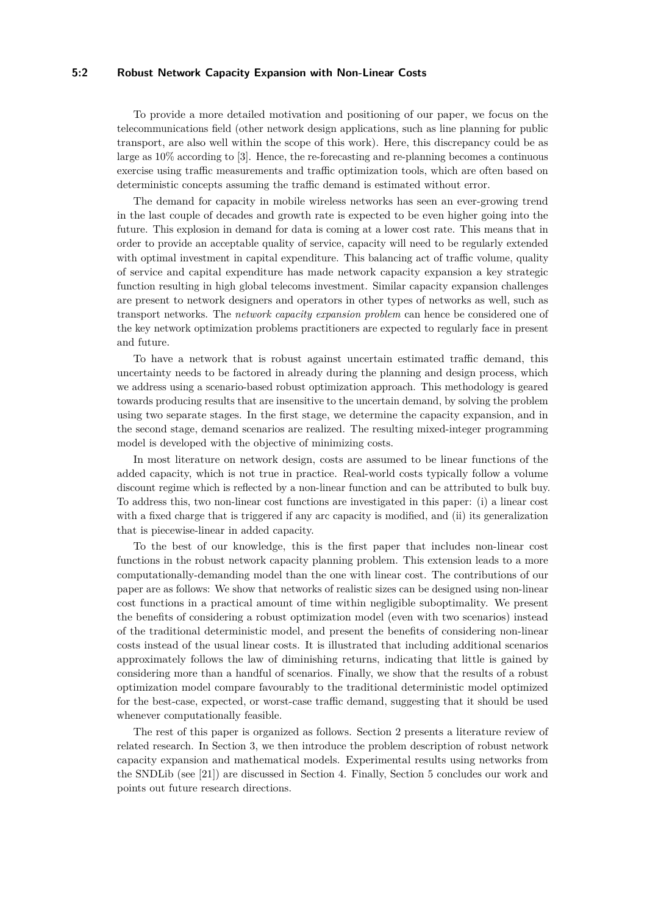To provide a more detailed motivation and positioning of our paper, we focus on the telecommunications field (other network design applications, such as line planning for public transport, are also well within the scope of this work). Here, this discrepancy could be as large as 10% according to [3]. Hence, the re-forecasting and re-planning becomes a continuous exercise using traffic measurements and traffic optimization tools, which are often based on deterministic concepts assuming the traffic demand is estimated without error.

The demand for capacity in mobile wireless networks has seen an ever-growing trend in the last couple of decades and growth rate is expected to be even higher going into the future. This explosion in demand for data is coming at a lower cost rate. This means that in order to provide an acceptable quality of service, capacity will need to be regularly extended with optimal investment in capital expenditure. This balancing act of traffic volume, quality of service and capital expenditure has made network capacity expansion a key strategic function resulting in high global telecoms investment. Similar capacity expansion challenges are present to network designers and operators in other types of networks as well, such as transport networks. The *network capacity expansion problem* can hence be considered one of the key network optimization problems practitioners are expected to regularly face in present and future.

To have a network that is robust against uncertain estimated traffic demand, this uncertainty needs to be factored in already during the planning and design process, which we address using a scenario-based robust optimization approach. This methodology is geared towards producing results that are insensitive to the uncertain demand, by solving the problem using two separate stages. In the first stage, we determine the capacity expansion, and in the second stage, demand scenarios are realized. The resulting mixed-integer programming model is developed with the objective of minimizing costs.

In most literature on network design, costs are assumed to be linear functions of the added capacity, which is not true in practice. Real-world costs typically follow a volume discount regime which is reflected by a non-linear function and can be attributed to bulk buy. To address this, two non-linear cost functions are investigated in this paper: (i) a linear cost with a fixed charge that is triggered if any arc capacity is modified, and (ii) its generalization that is piecewise-linear in added capacity.

To the best of our knowledge, this is the first paper that includes non-linear cost functions in the robust network capacity planning problem. This extension leads to a more computationally-demanding model than the one with linear cost. The contributions of our paper are as follows: We show that networks of realistic sizes can be designed using non-linear cost functions in a practical amount of time within negligible suboptimality. We present the benefits of considering a robust optimization model (even with two scenarios) instead of the traditional deterministic model, and present the benefits of considering non-linear costs instead of the usual linear costs. It is illustrated that including additional scenarios approximately follows the law of diminishing returns, indicating that little is gained by considering more than a handful of scenarios. Finally, we show that the results of a robust optimization model compare favourably to the traditional deterministic model optimized for the best-case, expected, or worst-case traffic demand, suggesting that it should be used whenever computationally feasible.

The rest of this paper is organized as follows. Section 2 presents a literature review of related research. In Section 3, we then introduce the problem description of robust network capacity expansion and mathematical models. Experimental results using networks from the SNDLib (see [21]) are discussed in Section 4. Finally, Section 5 concludes our work and points out future research directions.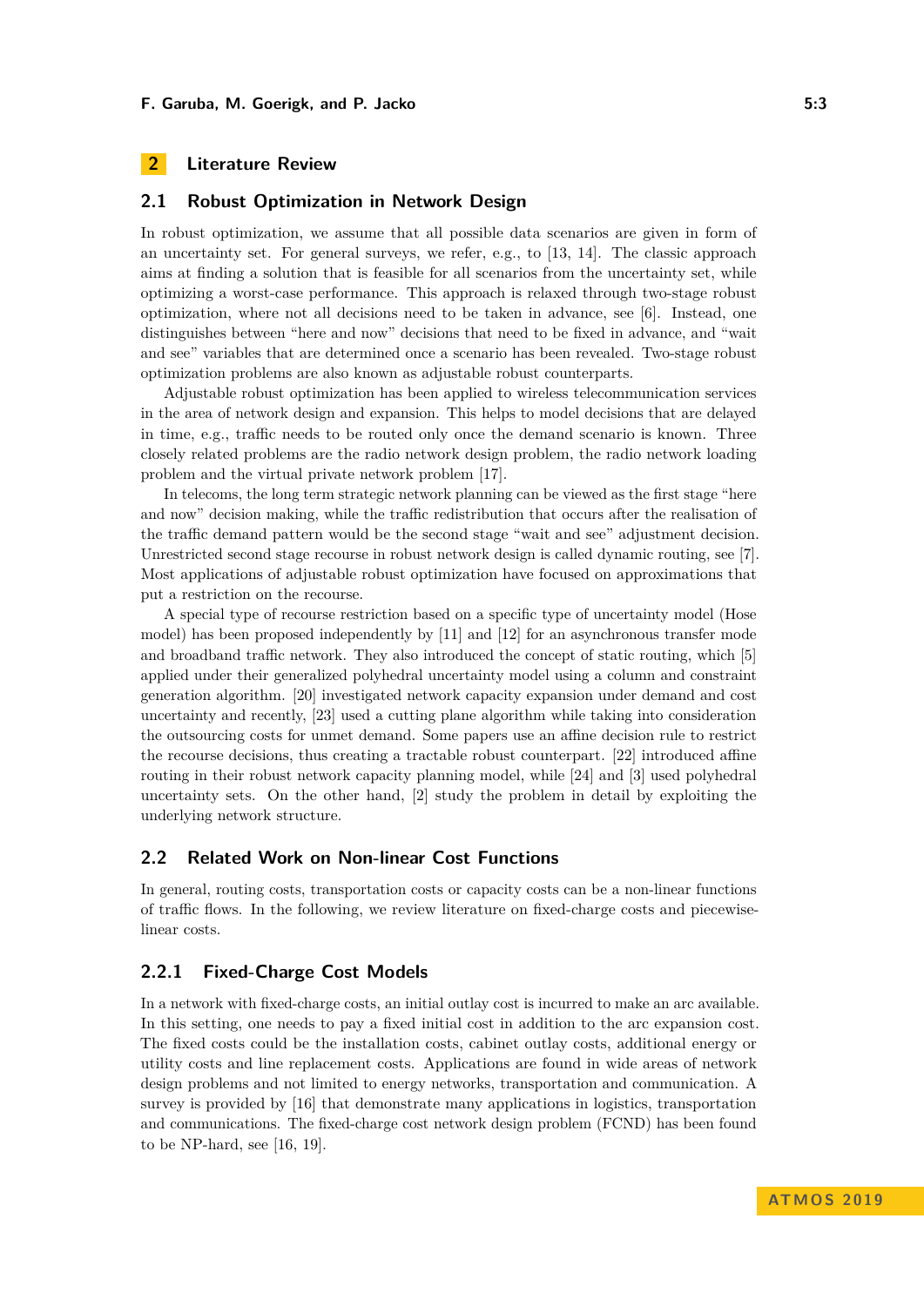## 2 Literature Review

### 2.1 Robust Optimization in Network Design

In robust optimization, we assume that all possible data scenarios are given in form of an uncertainty set. For general surveys, we refer, e.g., to [13, 14]. The classic approach aims at finding a solution that is feasible for all scenarios from the uncertainty set, while optimizing a worst-case performance. This approach is relaxed through two-stage robust optimization, where not all decisions need to be taken in advance, see [6]. Instead, one distinguishes between "here and now" decisions that need to be fixed in advance, and "wait and see" variables that are determined once a scenario has been revealed. Two-stage robust optimization problems are also known as adjustable robust counterparts.

Adjustable robust optimization has been applied to wireless telecommunication services in the area of network design and expansion. This helps to model decisions that are delayed in time, e.g., traffic needs to be routed only once the demand scenario is known. Three closely related problems are the radio network design problem, the radio network loading problem and the virtual private network problem [17].

In telecoms, the long term strategic network planning can be viewed as the first stage "here and now" decision making, while the traffic redistribution that occurs after the realisation of the traffic demand pattern would be the second stage "wait and see" adjustment decision. Unrestricted second stage recourse in robust network design is called dynamic routing, see [7]. Most applications of adjustable robust optimization have focused on approximations that put a restriction on the recourse.

A special type of recourse restriction based on a specific type of uncertainty model (Hose model) has been proposed independently by [11] and [12] for an asynchronous transfer mode and broadband traffic network. They also introduced the concept of static routing, which [5] applied under their generalized polyhedral uncertainty model using a column and constraint generation algorithm. [20] investigated network capacity expansion under demand and cost uncertainty and recently, [23] used a cutting plane algorithm while taking into consideration the outsourcing costs for unmet demand. Some papers use an affine decision rule to restrict the recourse decisions, thus creating a tractable robust counterpart. [22] introduced affine routing in their robust network capacity planning model, while [24] and [3] used polyhedral uncertainty sets. On the other hand, [2] study the problem in detail by exploiting the underlying network structure.

### 2.2 Related Work on Non-linear Cost Functions

In general, routing costs, transportation costs or capacity costs can be a non-linear functions of traffic flows. In the following, we review literature on fixed-charge costs and piecewise-linear costs.

#### 2.2.1 Fixed-Charge Cost Models

In a network with fixed-charge costs, an initial outlay cost is incurred to make an arc available. In this setting, one needs to pay a fixed initial cost in addition to the arc expansion cost. The fixed costs could be the installation costs, cabinet outlay costs, additional energy or utility costs and line replacement costs. Applications are found in wide areas of network design problems and not limited to energy networks, transportation and communication. A survey is provided by [16] that demonstrate many applications in logistics, transportation and communications. The fixed-charge cost network design problem (FCND) has been found to be NP-hard, see [16, 19].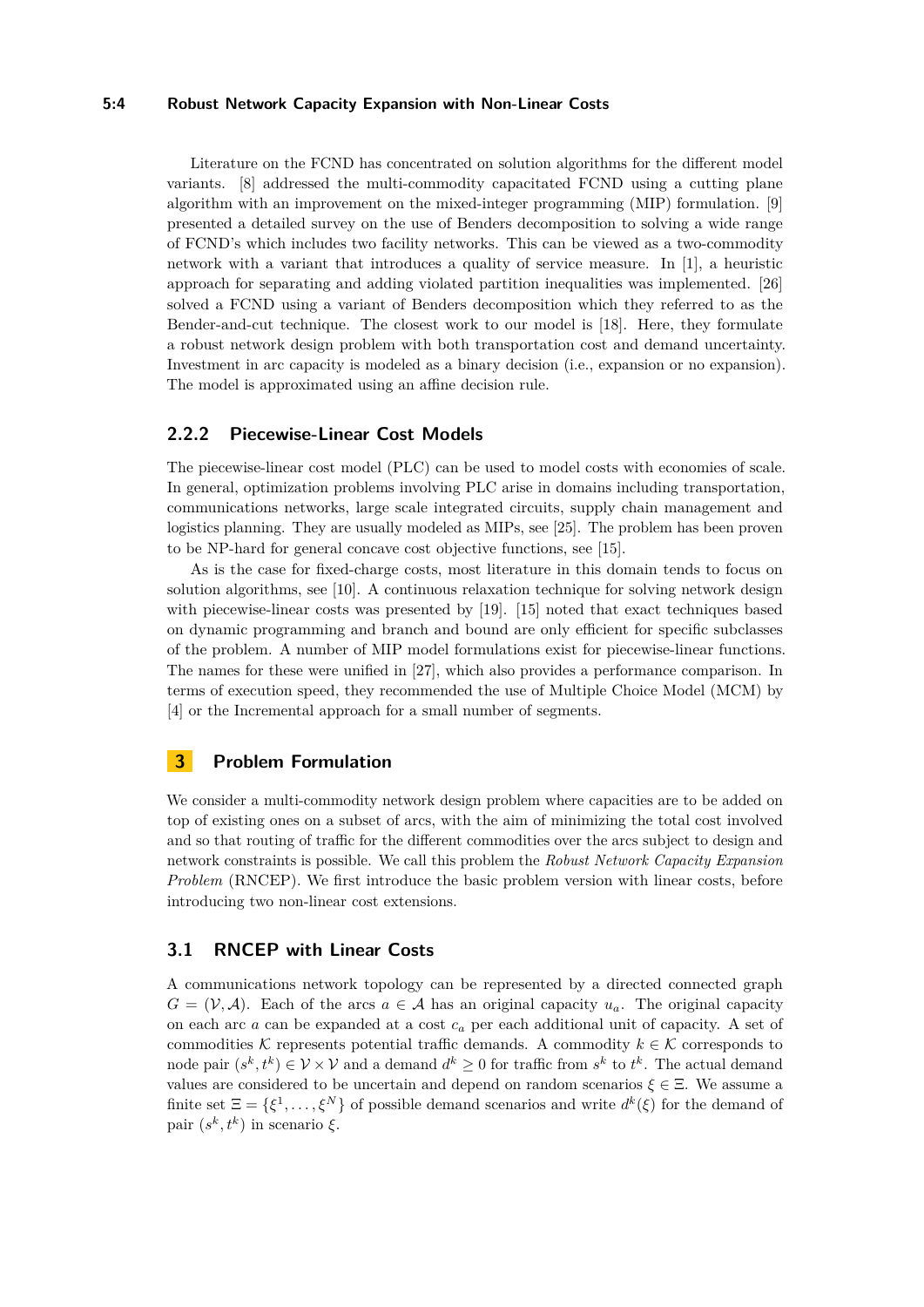Literature on the FCND has concentrated on solution algorithms for the different model variants. [8] addressed the multi-commodity capacitated FCND using a cutting plane algorithm with an improvement on the mixed-integer programming (MIP) formulation. [9] presented a detailed survey on the use of Benders decomposition to solving a wide range of FCND's which includes two facility networks. This can be viewed as a two-commodity network with a variant that introduces a quality of service measure. In [1], a heuristic approach for separating and adding violated partition inequalities was implemented. [26] solved a FCND using a variant of Benders decomposition which they referred to as the Bender-and-cut technique. The closest work to our model is [18]. Here, they formulate a robust network design problem with both transportation cost and demand uncertainty. Investment in arc capacity is modeled as a binary decision (i.e., expansion or no expansion). The model is approximated using an affine decision rule.

### 2.2.2 Piecewise-Linear Cost Models

The piecewise-linear cost model (PLC) can be used to model costs with economies of scale. In general, optimization problems involving PLC arise in domains including transportation, communications networks, large scale integrated circuits, supply chain management and logistics planning. They are usually modeled as MIPs, see [25]. The problem has been proven to be NP-hard for general concave cost objective functions, see [15].

As is the case for fixed-charge costs, most literature in this domain tends to focus on solution algorithms, see [10]. A continuous relaxation technique for solving network design with piecewise-linear costs was presented by [19]. [15] noted that exact techniques based on dynamic programming and branch and bound are only efficient for specific subclasses of the problem. A number of MIP model formulations exist for piecewise-linear functions. The names for these were unified in [27], which also provides a performance comparison. In terms of execution speed, they recommended the use of Multiple Choice Model (MCM) by [4] or the Incremental approach for a small number of segments.

## 3 Problem Formulation

We consider a multi-commodity network design problem where capacities are to be added on top of existing ones on a subset of arcs, with the aim of minimizing the total cost involved and so that routing of traffic for the different commodities over the arcs subject to design and network constraints is possible. We call this problem the *Robust Network Capacity Expansion Problem* (RNCEP). We first introduce the basic problem version with linear costs, before introducing two non-linear cost extensions.

### 3.1 RNCEP with Linear Costs

A communications network topology can be represented by a directed connected graph $G = (\mathcal{V}, \mathcal{A})$. Each of the arcs $a \in \mathcal{A}$ has an original capacity $u_a$. The original capacity on each arc $a$ can be expanded at a cost $c_a$ per each additional unit of capacity. A set of commodities $\mathcal{K}$ represents potential traffic demands. A commodity $k \in \mathcal{K}$ corresponds to node pair $(s^k, t^k) \in \mathcal{V} \times \mathcal{V}$ and a demand $d^k \geq 0$ for traffic from $s^k$ to $t^k$. The actual demand values are considered to be uncertain and depend on random scenarios $\xi \in \Xi$. We assume a finite set $\Xi = \{\xi^1, \ldots, \xi^N\}$ of possible demand scenarios and write $d^k(\xi)$ for the demand of pair $(s^k, t^k)$ in scenario $\xi$.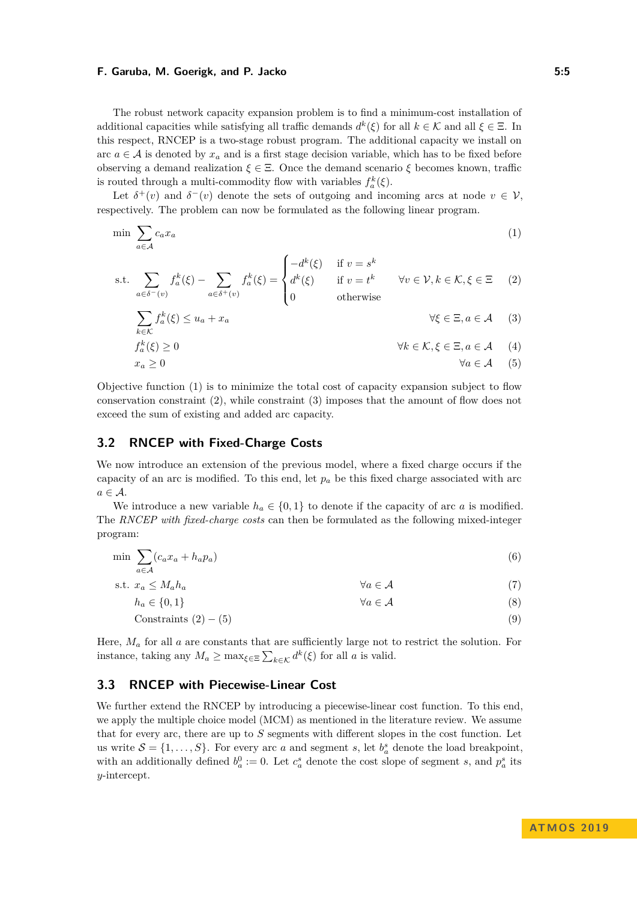The robust network capacity expansion problem is to find a minimum-cost installation of additional capacities while satisfying all traffic demands $d^k(\xi)$ for all $k \in \mathcal{K}$ and all $\xi \in \Xi$. In this respect, RNCEP is a two-stage robust program. The additional capacity we install on arc $a \in \mathcal{A}$ is denoted by $x_a$ and is a first stage decision variable, which has to be fixed before observing a demand realization $\xi \in \Xi$. Once the demand scenario $\xi$ becomes known, traffic is routed through a multi-commodity flow with variables $f_a^k(\xi)$.

Let $\delta^+(v)$ and $\delta^-(v)$ denote the sets of outgoing and incoming arcs at node $v \in \mathcal{V}$, respectively. The problem can now be formulated as the following linear program.

$$\min \sum_{a \in \mathcal{A}} c_a x_a \tag{1}$$

$$\text{s.t.} \sum_{a \in \delta^-(v)} f_a^k(\xi) - \sum_{a \in \delta^+(v)} f_a^k(\xi) = \begin{cases} -d^k(\xi) & \text{if } v = s^k \\ d^k(\xi) & \text{if } v = t^k \\ 0 & \text{otherwise} \end{cases} \qquad \forall v \in \mathcal{V}, k \in \mathcal{K}, \xi \in \Xi \tag{2}$$

$$\sum_{k \in \mathcal{K}} f_a^k(\xi) \leq u_a + x_a \qquad \forall \xi \in \Xi, a \in \mathcal{A} \tag{3}$$

$$f_a^k(\xi) \geq 0 \qquad \forall k \in \mathcal{K}, \xi \in \Xi, a \in \mathcal{A} \tag{4}$$

$$x_a \geq 0 \qquad \forall a \in \mathcal{A} \tag{5}$$

Objective function (1) is to minimize the total cost of capacity expansion subject to flow conservation constraint (2), while constraint (3) imposes that the amount of flow does not exceed the sum of existing and added arc capacity.

## 3.2 RNCEP with Fixed-Charge Costs

We now introduce an extension of the previous model, where a fixed charge occurs if the capacity of an arc is modified. To this end, let $p_a$ be this fixed charge associated with arc $a \in \mathcal{A}$.

We introduce a new variable $h_a \in \{0, 1\}$ to denote if the capacity of arc $a$ is modified. The *RNCEP with fixed-charge costs* can then be formulated as the following mixed-integer program:

$$\min \sum_{a \in \mathcal{A}} (c_a x_a + h_a p_a) \tag{6}$$

$$\text{s.t. } x_a \leq M_a h_a \qquad \forall a \in \mathcal{A} \tag{7}$$

$$h_a \in \{0, 1\} \qquad \forall a \in \mathcal{A} \tag{8}$$

$$\text{Constraints } (2) - (5) \tag{9}$$

Here, $M_a$ for all $a$ are constants that are sufficiently large not to restrict the solution. For instance, taking any $M_a \geq \max_{\xi \in \Xi} \sum_{k \in \mathcal{K}} d^k(\xi)$ for all $a$ is valid.

## 3.3 RNCEP with Piecewise-Linear Cost

We further extend the RNCEP by introducing a piecewise-linear cost function. To this end, we apply the multiple choice model (MCM) as mentioned in the literature review. We assume that for every arc, there are up to $S$ segments with different slopes in the cost function. Let us write $\mathcal{S} = \{1, \dots, S\}$. For every arc $a$ and segment $s$, let $b_a^s$ denote the load breakpoint, with an additionally defined $b_a^0 := 0$. Let $c_a^s$ denote the cost slope of segment $s$, and $p_a^s$ its $y$-intercept.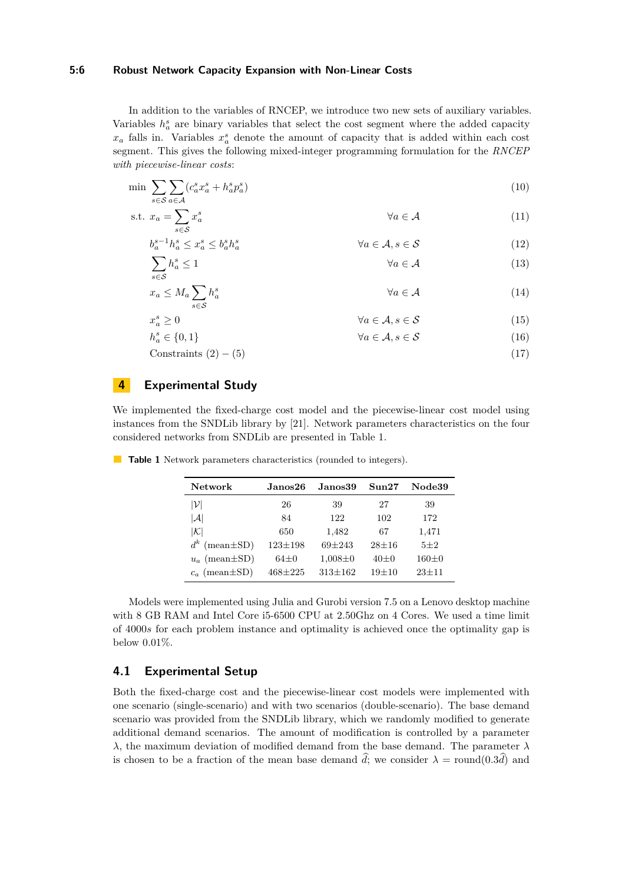In addition to the variables of RNCEP, we introduce two new sets of auxiliary variables. Variables $h_a^s$ are binary variables that select the cost segment where the added capacity $x_a$ falls in. Variables $x_a^s$ denote the amount of capacity that is added within each cost segment. This gives the following mixed-integer programming formulation for the *RNCEP with piecewise-linear costs*:

$$\min \sum_{s\in\mathcal{S}} \sum_{a\in\mathcal{A}} (c_a^s x_a^s + h_a^s p_a^s) \tag{10}$$

$$\text{s.t. } x_a = \sum_{s\in\mathcal{S}} x_a^s \qquad \forall a \in \mathcal{A} \tag{11}$$

$$b_a^{s-1} h_a^s \le x_a^s \le b_a^s h_a^s \qquad \forall a \in \mathcal{A}, s \in \mathcal{S} \tag{12}$$

$$\sum_{s\in\mathcal{S}} h_a^s \le 1 \qquad \forall a \in \mathcal{A} \tag{13}$$

$$x_a \le M_a \sum_{s\in\mathcal{S}} h_a^s \qquad \forall a \in \mathcal{A} \tag{14}$$

$$x_a^s \ge 0 \qquad \forall a \in \mathcal{A}, s \in \mathcal{S} \tag{15}$$

$$h_a^s \in \{0,1\} \qquad \forall a \in \mathcal{A}, s \in \mathcal{S} \tag{16}$$

$$\text{Constraints (2)} - \text{(5)} \tag{17}$$

## 4 Experimental Study

We implemented the fixed-charge cost model and the piecewise-linear cost model using instances from the SNDLib library by [21]. Network parameters characteristics on the four considered networks from SNDLib are presented in Table 1.

**Table 1** Network parameters characteristics (rounded to integers).

| Network | Janos26 | Janos39 | Sun27 | Node39 |
|---|---|---|---|---|
| $\lvert\mathcal{V}\rvert$ | 26 | 39 | 27 | 39 |
| $\lvert\mathcal{A}\rvert$ | 84 | 122 | 102 | 172 |
| $\lvert\mathcal{K}\rvert$ | 650 | 1,482 | 67 | 1,471 |
| $d^k$ (mean±SD) | 123±198 | 69±243 | 28±16 | 5±2 |
| $u_a$ (mean±SD) | 64±0 | 1,008±0 | 40±0 | 160±0 |
| $c_a$ (mean±SD) | 468±225 | 313±162 | 19±10 | 23±11 |

Models were implemented using Julia and Gurobi version 7.5 on a Lenovo desktop machine with 8 GB RAM and Intel Core i5-6500 CPU at 2.50Ghz on 4 Cores. We used a time limit of 4000$s$ for each problem instance and optimality is achieved once the optimality gap is below 0.01%.

### 4.1 Experimental Setup

Both the fixed-charge cost and the piecewise-linear cost models were implemented with one scenario (single-scenario) and with two scenarios (double-scenario). The base demand scenario was provided from the SNDLib library, which we randomly modified to generate additional demand scenarios. The amount of modification is controlled by a parameter $\lambda$, the maximum deviation of modified demand from the base demand. The parameter $\lambda$ is chosen to be a fraction of the mean base demand $\widehat{d}$; we consider $\lambda = \text{round}(0.3\widehat{d})$ and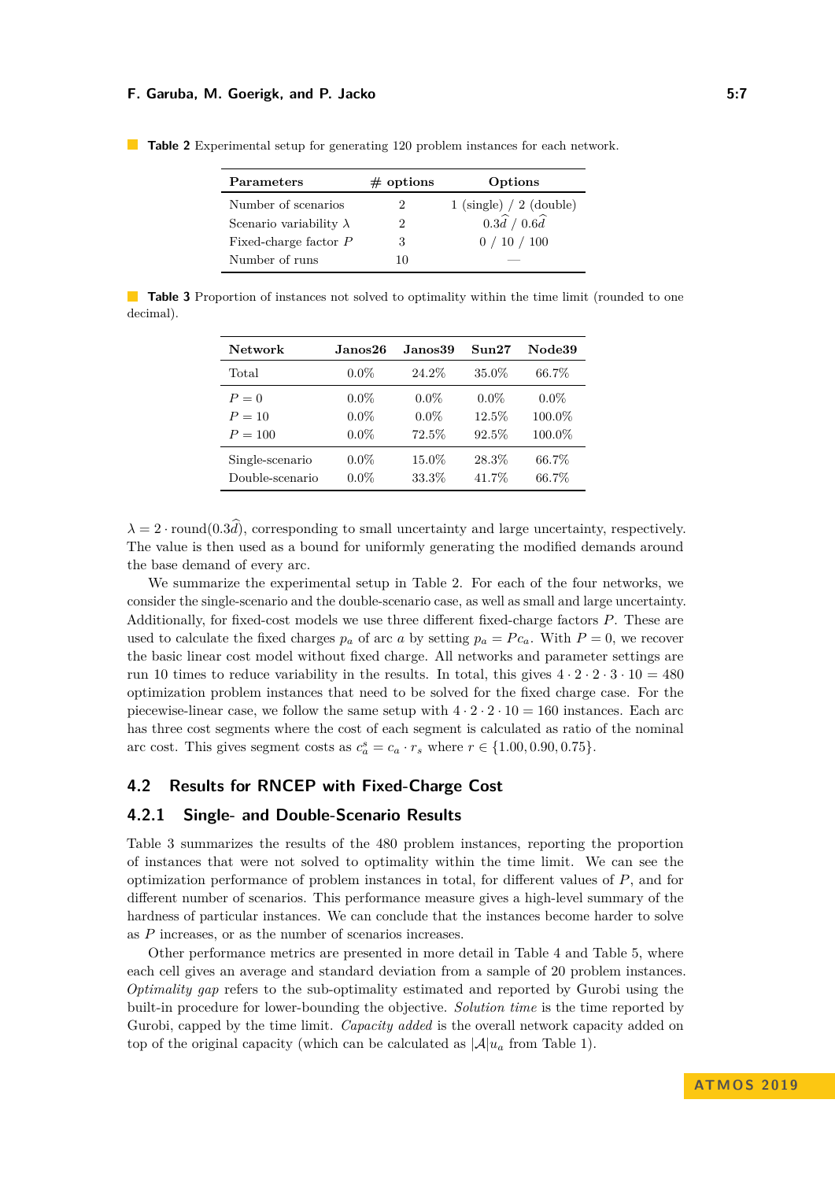**Table 2** Experimental setup for generating 120 problem instances for each network.

| Parameters | # options | Options |
|---|---|---|
| Number of scenarios | 2 | 1 (single) / 2 (double) |
| Scenario variability $\lambda$ | 2 | $0.3\widehat{d}$ / $0.6\widehat{d}$ |
| Fixed-charge factor $P$ | 3 | 0 / 10 / 100 |
| Number of runs | 10 | — |

**Table 3** Proportion of instances not solved to optimality within the time limit (rounded to one decimal).

| Network | Janos26 | Janos39 | Sun27 | Node39 |
|---|---|---|---|---|
| Total | 0.0% | 24.2% | 35.0% | 66.7% |
| $P = 0$ | 0.0% | 0.0% | 0.0% | 0.0% |
| $P = 10$ | 0.0% | 0.0% | 12.5% | 100.0% |
| $P = 100$ | 0.0% | 72.5% | 92.5% | 100.0% |
| Single-scenario | 0.0% | 15.0% | 28.3% | 66.7% |
| Double-scenario | 0.0% | 33.3% | 41.7% | 66.7% |

$\lambda = 2 \cdot \text{round}(0.3\widehat{d})$, corresponding to small uncertainty and large uncertainty, respectively. The value is then used as a bound for uniformly generating the modified demands around the base demand of every arc.

We summarize the experimental setup in Table 2. For each of the four networks, we consider the single-scenario and the double-scenario case, as well as small and large uncertainty. Additionally, for fixed-cost models we use three different fixed-charge factors $P$. These are used to calculate the fixed charges $p_a$ of arc $a$ by setting $p_a = Pc_a$. With $P = 0$, we recover the basic linear cost model without fixed charge. All networks and parameter settings are run 10 times to reduce variability in the results. In total, this gives $4 \cdot 2 \cdot 2 \cdot 3 \cdot 10 = 480$ optimization problem instances that need to be solved for the fixed charge case. For the piecewise-linear case, we follow the same setup with $4 \cdot 2 \cdot 2 \cdot 10 = 160$ instances. Each arc has three cost segments where the cost of each segment is calculated as ratio of the nominal arc cost. This gives segment costs as $c_a^s = c_a \cdot r_s$ where $r \in \{1.00, 0.90, 0.75\}$.

## 4.2 Results for RNCEP with Fixed-Charge Cost

### 4.2.1 Single- and Double-Scenario Results

Table 3 summarizes the results of the 480 problem instances, reporting the proportion of instances that were not solved to optimality within the time limit. We can see the optimization performance of problem instances in total, for different values of $P$, and for different number of scenarios. This performance measure gives a high-level summary of the hardness of particular instances. We can conclude that the instances become harder to solve as $P$ increases, or as the number of scenarios increases.

Other performance metrics are presented in more detail in Table 4 and Table 5, where each cell gives an average and standard deviation from a sample of 20 problem instances. *Optimality gap* refers to the sub-optimality estimated and reported by Gurobi using the built-in procedure for lower-bounding the objective. *Solution time* is the time reported by Gurobi, capped by the time limit. *Capacity added* is the overall network capacity added on top of the original capacity (which can be calculated as $|\mathcal{A}|u_a$ from Table 1).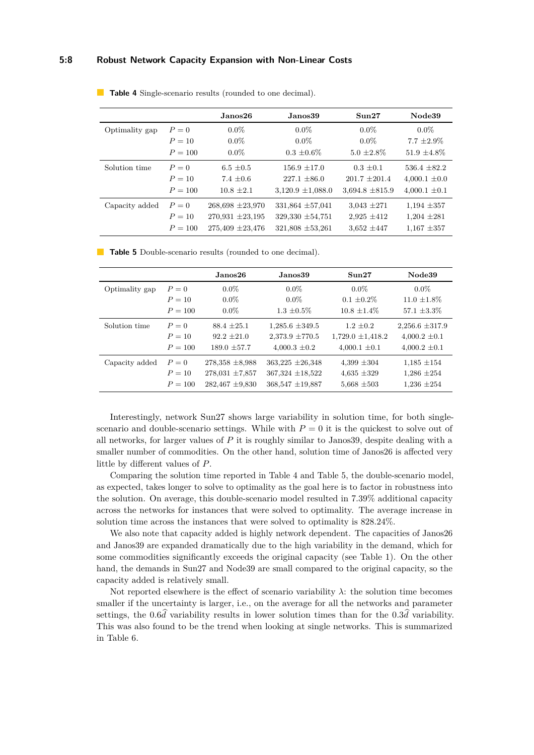**Table 4** Single-scenario results (rounded to one decimal).

| | | **Janos26** | **Janos39** | **Sun27** | **Node39** |
|---|---|---|---|---|---|
| Optimality gap | $P = 0$ | 0.0% | 0.0% | 0.0% | 0.0% |
| | $P = 10$ | 0.0% | 0.0% | 0.0% | 7.7 ±2.9% |
| | $P = 100$ | 0.0% | 0.3 ±0.6% | 5.0 ±2.8% | 51.9 ±4.8% |
| Solution time | $P = 0$ | 6.5 ±0.5 | 156.9 ±17.0 | 0.3 ±0.1 | 536.4 ±82.2 |
| | $P = 10$ | 7.4 ±0.6 | 227.1 ±86.0 | 201.7 ±201.4 | 4,000.1 ±0.0 |
| | $P = 100$ | 10.8 ±2.1 | 3,120.9 ±1,088.0 | 3,694.8 ±815.9 | 4,000.1 ±0.1 |
| Capacity added | $P = 0$ | 268,698 ±23,970 | 331,864 ±57,041 | 3,043 ±271 | 1,194 ±357 |
| | $P = 10$ | 270,931 ±23,195 | 329,330 ±54,751 | 2,925 ±412 | 1,204 ±281 |
| | $P = 100$ | 275,409 ±23,476 | 321,808 ±53,261 | 3,652 ±447 | 1,167 ±357 |

**Table 5** Double-scenario results (rounded to one decimal).

| | | **Janos26** | **Janos39** | **Sun27** | **Node39** |
|---|---|---|---|---|---|
| Optimality gap | $P = 0$ | 0.0% | 0.0% | 0.0% | 0.0% |
| | $P = 10$ | 0.0% | 0.0% | 0.1 ±0.2% | 11.0 ±1.8% |
| | $P = 100$ | 0.0% | 1.3 ±0.5% | 10.8 ±1.4% | 57.1 ±3.3% |
| Solution time | $P = 0$ | 88.4 ±25.1 | 1,285.6 ±349.5 | 1.2 ±0.2 | 2,256.6 ±317.9 |
| | $P = 10$ | 92.2 ±21.0 | 2,373.9 ±770.5 | 1,729.0 ±1,418.2 | 4,000.2 ±0.1 |
| | $P = 100$ | 189.0 ±57.7 | 4,000.3 ±0.2 | 4,000.1 ±0.1 | 4,000.2 ±0.1 |
| Capacity added | $P = 0$ | 278,358 ±8,988 | 363,225 ±26,348 | 4,399 ±304 | 1,185 ±154 |
| | $P = 10$ | 278,031 ±7,857 | 367,324 ±18,522 | 4,635 ±329 | 1,286 ±254 |
| | $P = 100$ | 282,467 ±9,830 | 368,547 ±19,887 | 5,668 ±503 | 1,236 ±254 |

Interestingly, network Sun27 shows large variability in solution time, for both single-scenario and double-scenario settings. While with $P = 0$ it is the quickest to solve out of all networks, for larger values of $P$ it is roughly similar to Janos39, despite dealing with a smaller number of commodities. On the other hand, solution time of Janos26 is affected very little by different values of $P$.

Comparing the solution time reported in Table 4 and Table 5, the double-scenario model, as expected, takes longer to solve to optimality as the goal here is to factor in robustness into the solution. On average, this double-scenario model resulted in 7.39% additional capacity across the networks for instances that were solved to optimality. The average increase in solution time across the instances that were solved to optimality is 828.24%.

We also note that capacity added is highly network dependent. The capacities of Janos26 and Janos39 are expanded dramatically due to the high variability in the demand, which for some commodities significantly exceeds the original capacity (see Table 1). On the other hand, the demands in Sun27 and Node39 are small compared to the original capacity, so the capacity added is relatively small.

Not reported elsewhere is the effect of scenario variability $\lambda$: the solution time becomes smaller if the uncertainty is larger, i.e., on the average for all the networks and parameter settings, the $0.6\widehat{d}$ variability results in lower solution times than for the $0.3\widehat{d}$ variability. This was also found to be the trend when looking at single networks. This is summarized in Table 6.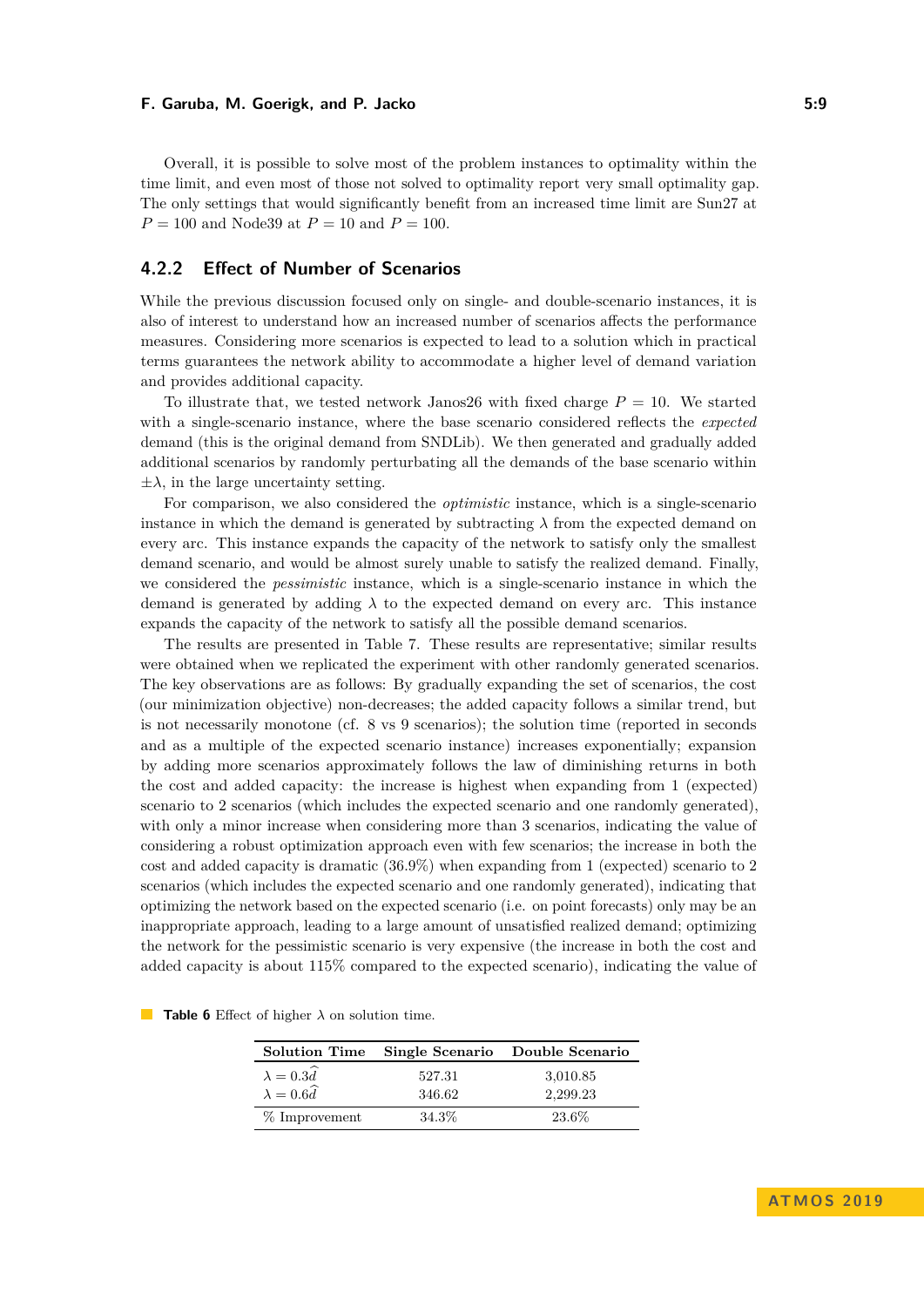Overall, it is possible to solve most of the problem instances to optimality within the time limit, and even most of those not solved to optimality report very small optimality gap. The only settings that would significantly benefit from an increased time limit are Sun27 at $P = 100$ and Node39 at $P = 10$ and $P = 100$.

### 4.2.2 Effect of Number of Scenarios

While the previous discussion focused only on single- and double-scenario instances, it is also of interest to understand how an increased number of scenarios affects the performance measures. Considering more scenarios is expected to lead to a solution which in practical terms guarantees the network ability to accommodate a higher level of demand variation and provides additional capacity.

To illustrate that, we tested network Janos26 with fixed charge $P = 10$. We started with a single-scenario instance, where the base scenario considered reflects the *expected* demand (this is the original demand from SNDLib). We then generated and gradually added additional scenarios by randomly perturbating all the demands of the base scenario within $\pm\lambda$, in the large uncertainty setting.

For comparison, we also considered the *optimistic* instance, which is a single-scenario instance in which the demand is generated by subtracting $\lambda$ from the expected demand on every arc. This instance expands the capacity of the network to satisfy only the smallest demand scenario, and would be almost surely unable to satisfy the realized demand. Finally, we considered the *pessimistic* instance, which is a single-scenario instance in which the demand is generated by adding $\lambda$ to the expected demand on every arc. This instance expands the capacity of the network to satisfy all the possible demand scenarios.

The results are presented in Table 7. These results are representative; similar results were obtained when we replicated the experiment with other randomly generated scenarios. The key observations are as follows: By gradually expanding the set of scenarios, the cost (our minimization objective) non-decreases; the added capacity follows a similar trend, but is not necessarily monotone (cf. 8 vs 9 scenarios); the solution time (reported in seconds and as a multiple of the expected scenario instance) increases exponentially; expansion by adding more scenarios approximately follows the law of diminishing returns in both the cost and added capacity: the increase is highest when expanding from 1 (expected) scenario to 2 scenarios (which includes the expected scenario and one randomly generated), with only a minor increase when considering more than 3 scenarios, indicating the value of considering a robust optimization approach even with few scenarios; the increase in both the cost and added capacity is dramatic (36.9%) when expanding from 1 (expected) scenario to 2 scenarios (which includes the expected scenario and one randomly generated), indicating that optimizing the network based on the expected scenario (i.e. on point forecasts) only may be an inappropriate approach, leading to a large amount of unsatisfied realized demand; optimizing the network for the pessimistic scenario is very expensive (the increase in both the cost and added capacity is about 115% compared to the expected scenario), indicating the value of

**Table 6** Effect of higher $\lambda$ on solution time.

| Solution Time | Single Scenario | Double Scenario |
|---|---|---|
| $\lambda = 0.3\widehat{d}$ | 527.31 | 3,010.85 |
| $\lambda = 0.6\widehat{d}$ | 346.62 | 2,299.23 |
| % Improvement | 34.3% | 23.6% |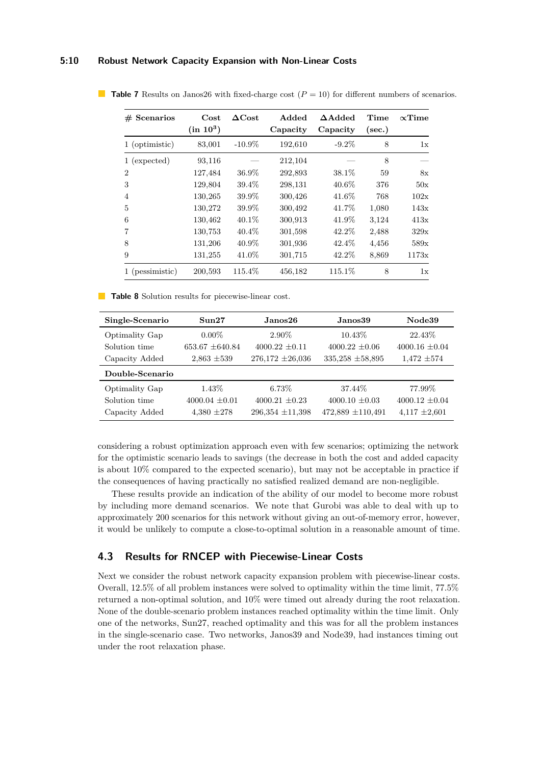**Table 7** Results on Janos26 with fixed-charge cost ($P = 10$) for different numbers of scenarios.

| # Scenarios | Cost (in $10^3$) | ΔCost | Added Capacity | ΔAdded Capacity | Time (sec.) | ∝Time |
|---|---|---|---|---|---|---|
| 1 (optimistic) | 83,001 | -10.9% | 192,610 | -9.2% | 8 | 1x |
| 1 (expected) | 93,116 | — | 212,104 | — | 8 | — |
| 2 | 127,484 | 36.9% | 292,893 | 38.1% | 59 | 8x |
| 3 | 129,804 | 39.4% | 298,131 | 40.6% | 376 | 50x |
| 4 | 130,265 | 39.9% | 300,426 | 41.6% | 768 | 102x |
| 5 | 130,272 | 39.9% | 300,492 | 41.7% | 1,080 | 143x |
| 6 | 130,462 | 40.1% | 300,913 | 41.9% | 3,124 | 413x |
| 7 | 130,753 | 40.4% | 301,598 | 42.2% | 2,488 | 329x |
| 8 | 131,206 | 40.9% | 301,936 | 42.4% | 4,456 | 589x |
| 9 | 131,255 | 41.0% | 301,715 | 42.2% | 8,869 | 1173x |
| 1 (pessimistic) | 200,593 | 115.4% | 456,182 | 115.1% | 8 | 1x |

**Table 8** Solution results for piecewise-linear cost.

| **Single-Scenario** | **Sun27** | **Janos26** | **Janos39** | **Node39** |
|---|---|---|---|---|
| Optimality Gap | 0.00% | 2.90% | 10.43% | 22.43% |
| Solution time | 653.67 ±640.84 | 4000.22 ±0.11 | 4000.22 ±0.06 | 4000.16 ±0.04 |
| Capacity Added | 2,863 ±539 | 276,172 ±26,036 | 335,258 ±58,895 | 1,472 ±574 |
| **Double-Scenario** | | | | |
| Optimality Gap | 1.43% | 6.73% | 37.44% | 77.99% |
| Solution time | 4000.04 ±0.01 | 4000.21 ±0.23 | 4000.10 ±0.03 | 4000.12 ±0.04 |
| Capacity Added | 4,380 ±278 | 296,354 ±11,398 | 472,889 ±110,491 | 4,117 ±2,601 |

considering a robust optimization approach even with few scenarios; optimizing the network for the optimistic scenario leads to savings (the decrease in both the cost and added capacity is about 10% compared to the expected scenario), but may not be acceptable in practice if the consequences of having practically no satisfied realized demand are non-negligible.

These results provide an indication of the ability of our model to become more robust by including more demand scenarios. We note that Gurobi was able to deal with up to approximately 200 scenarios for this network without giving an out-of-memory error, however, it would be unlikely to compute a close-to-optimal solution in a reasonable amount of time.

## 4.3 Results for RNCEP with Piecewise-Linear Costs

Next we consider the robust network capacity expansion problem with piecewise-linear costs. Overall, 12.5% of all problem instances were solved to optimality within the time limit, 77.5% returned a non-optimal solution, and 10% were timed out already during the root relaxation. None of the double-scenario problem instances reached optimality within the time limit. Only one of the networks, Sun27, reached optimality and this was for all the problem instances in the single-scenario case. Two networks, Janos39 and Node39, had instances timing out under the root relaxation phase.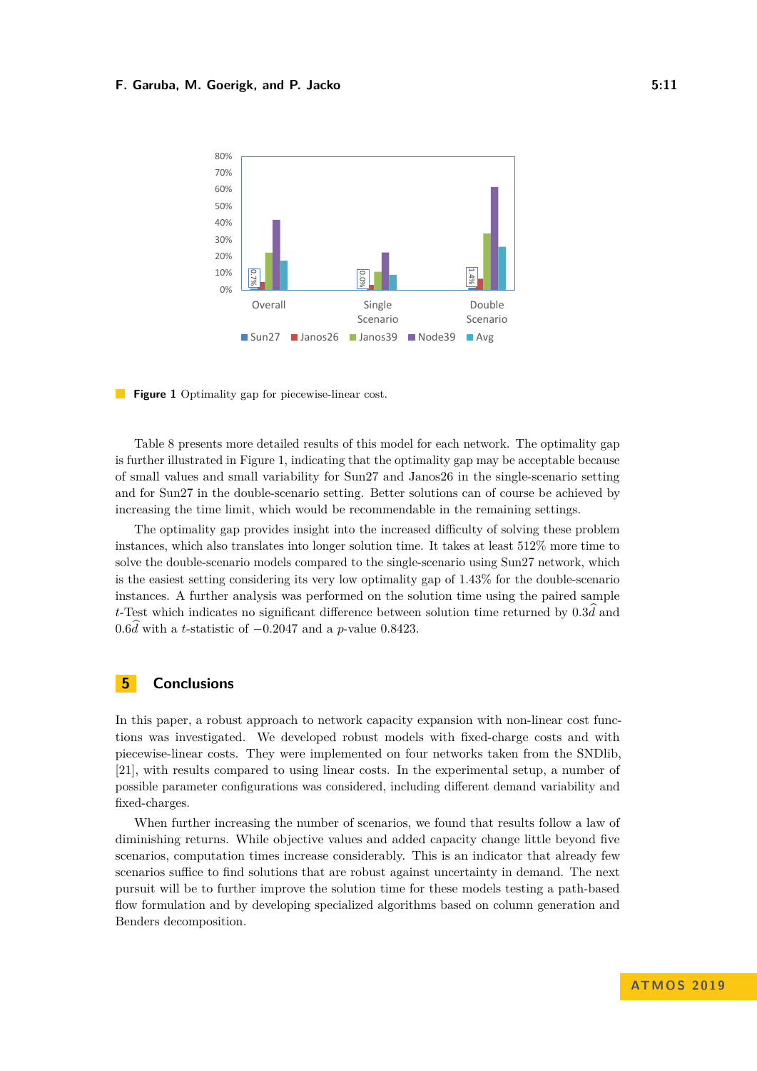**Figure 1** Optimality gap for piecewise-linear cost.

Table 8 presents more detailed results of this model for each network. The optimality gap is further illustrated in Figure 1, indicating that the optimality gap may be acceptable because of small values and small variability for Sun27 and Janos26 in the single-scenario setting and for Sun27 in the double-scenario setting. Better solutions can of course be achieved by increasing the time limit, which would be recommendable in the remaining settings.

The optimality gap provides insight into the increased difficulty of solving these problem instances, which also translates into longer solution time. It takes at least 512% more time to solve the double-scenario models compared to the single-scenario using Sun27 network, which is the easiest setting considering its very low optimality gap of 1.43% for the double-scenario instances. A further analysis was performed on the solution time using the paired sample $t$-Test which indicates no significant difference between solution time returned by $0.3\widehat{d}$ and $0.6\widehat{d}$ with a $t$-statistic of $-0.2047$ and a $p$-value 0.8423.

## 5 Conclusions

In this paper, a robust approach to network capacity expansion with non-linear cost functions was investigated. We developed robust models with fixed-charge costs and with piecewise-linear costs. They were implemented on four networks taken from the SNDlib, [21], with results compared to using linear costs. In the experimental setup, a number of possible parameter configurations was considered, including different demand variability and fixed-charges.

When further increasing the number of scenarios, we found that results follow a law of diminishing returns. While objective values and added capacity change little beyond five scenarios, computation times increase considerably. This is an indicator that already few scenarios suffice to find solutions that are robust against uncertainty in demand. The next pursuit will be to further improve the solution time for these models testing a path-based flow formulation and by developing specialized algorithms based on column generation and Benders decomposition.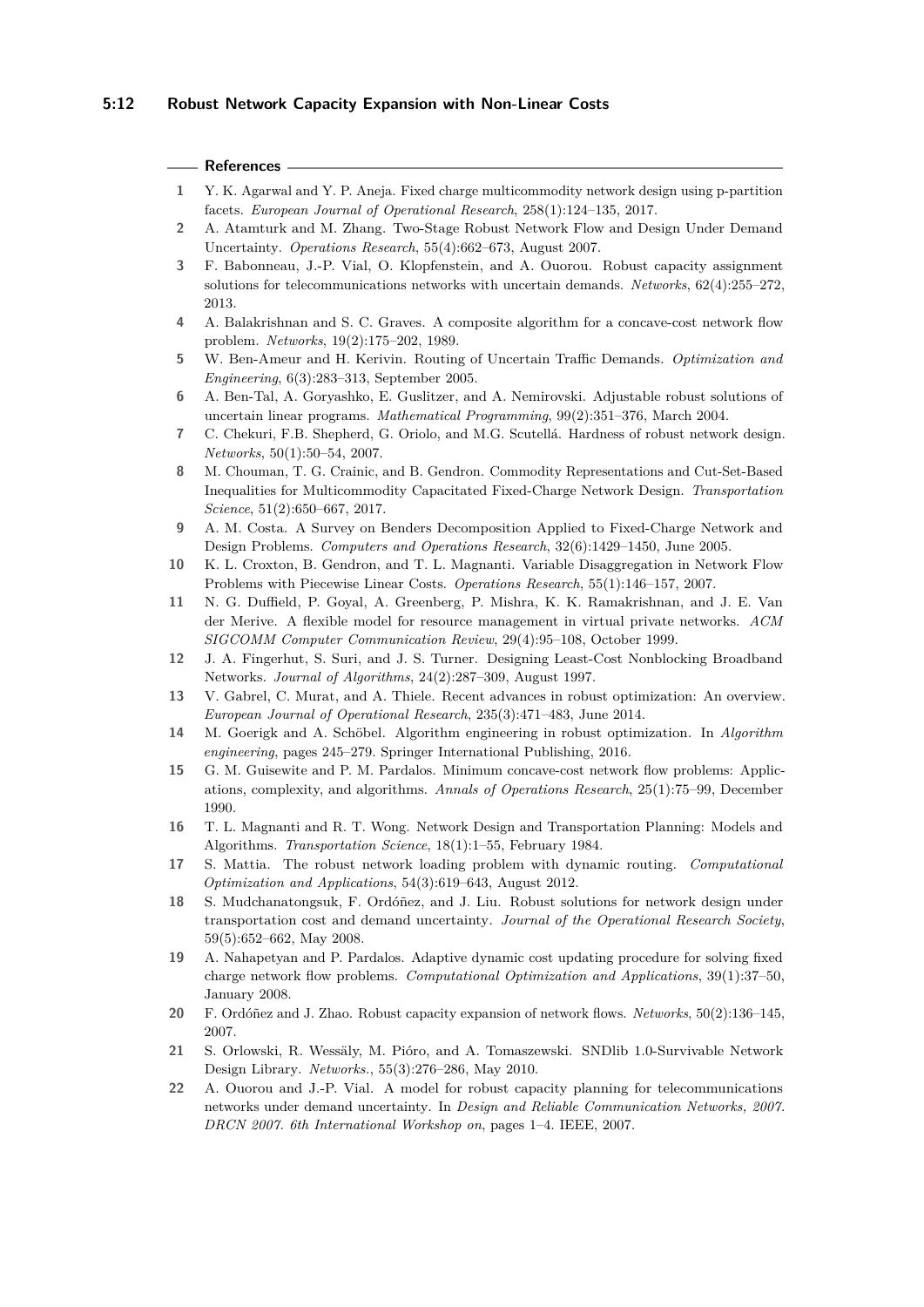## References

1. Y. K. Agarwal and Y. P. Aneja. Fixed charge multicommodity network design using p-partition facets. *European Journal of Operational Research*, 258(1):124–135, 2017.
2. A. Atamturk and M. Zhang. Two-Stage Robust Network Flow and Design Under Demand Uncertainty. *Operations Research*, 55(4):662–673, August 2007.
3. F. Babonneau, J.-P. Vial, O. Klopfenstein, and A. Ouorou. Robust capacity assignment solutions for telecommunications networks with uncertain demands. *Networks*, 62(4):255–272, 2013.
4. A. Balakrishnan and S. C. Graves. A composite algorithm for a concave-cost network flow problem. *Networks*, 19(2):175–202, 1989.
5. W. Ben-Ameur and H. Kerivin. Routing of Uncertain Traffic Demands. *Optimization and Engineering*, 6(3):283–313, September 2005.
6. A. Ben-Tal, A. Goryashko, E. Guslitzer, and A. Nemirovski. Adjustable robust solutions of uncertain linear programs. *Mathematical Programming*, 99(2):351–376, March 2004.
7. C. Chekuri, F.B. Shepherd, G. Oriolo, and M.G. Scutellá. Hardness of robust network design. *Networks*, 50(1):50–54, 2007.
8. M. Chouman, T. G. Crainic, and B. Gendron. Commodity Representations and Cut-Set-Based Inequalities for Multicommodity Capacitated Fixed-Charge Network Design. *Transportation Science*, 51(2):650–667, 2017.
9. A. M. Costa. A Survey on Benders Decomposition Applied to Fixed-Charge Network and Design Problems. *Computers and Operations Research*, 32(6):1429–1450, June 2005.
10. K. L. Croxton, B. Gendron, and T. L. Magnanti. Variable Disaggregation in Network Flow Problems with Piecewise Linear Costs. *Operations Research*, 55(1):146–157, 2007.
11. N. G. Duffield, P. Goyal, A. Greenberg, P. Mishra, K. K. Ramakrishnan, and J. E. Van der Merive. A flexible model for resource management in virtual private networks. *ACM SIGCOMM Computer Communication Review*, 29(4):95–108, October 1999.
12. J. A. Fingerhut, S. Suri, and J. S. Turner. Designing Least-Cost Nonblocking Broadband Networks. *Journal of Algorithms*, 24(2):287–309, August 1997.
13. V. Gabrel, C. Murat, and A. Thiele. Recent advances in robust optimization: An overview. *European Journal of Operational Research*, 235(3):471–483, June 2014.
14. M. Goerigk and A. Schöbel. Algorithm engineering in robust optimization. In *Algorithm engineering*, pages 245–279. Springer International Publishing, 2016.
15. G. M. Guisewite and P. M. Pardalos. Minimum concave-cost network flow problems: Applications, complexity, and algorithms. *Annals of Operations Research*, 25(1):75–99, December 1990.
16. T. L. Magnanti and R. T. Wong. Network Design and Transportation Planning: Models and Algorithms. *Transportation Science*, 18(1):1–55, February 1984.
17. S. Mattia. The robust network loading problem with dynamic routing. *Computational Optimization and Applications*, 54(3):619–643, August 2012.
18. S. Mudchanatongsuk, F. Ordóñez, and J. Liu. Robust solutions for network design under transportation cost and demand uncertainty. *Journal of the Operational Research Society*, 59(5):652–662, May 2008.
19. A. Nahapetyan and P. Pardalos. Adaptive dynamic cost updating procedure for solving fixed charge network flow problems. *Computational Optimization and Applications*, 39(1):37–50, January 2008.
20. F. Ordóñez and J. Zhao. Robust capacity expansion of network flows. *Networks*, 50(2):136–145, 2007.
21. S. Orlowski, R. Wessäly, M. Pióro, and A. Tomaszewski. SNDlib 1.0-Survivable Network Design Library. *Networks.*, 55(3):276–286, May 2010.
22. A. Ouorou and J.-P. Vial. A model for robust capacity planning for telecommunications networks under demand uncertainty. In *Design and Reliable Communication Networks, 2007. DRCN 2007. 6th International Workshop on*, pages 1–4. IEEE, 2007.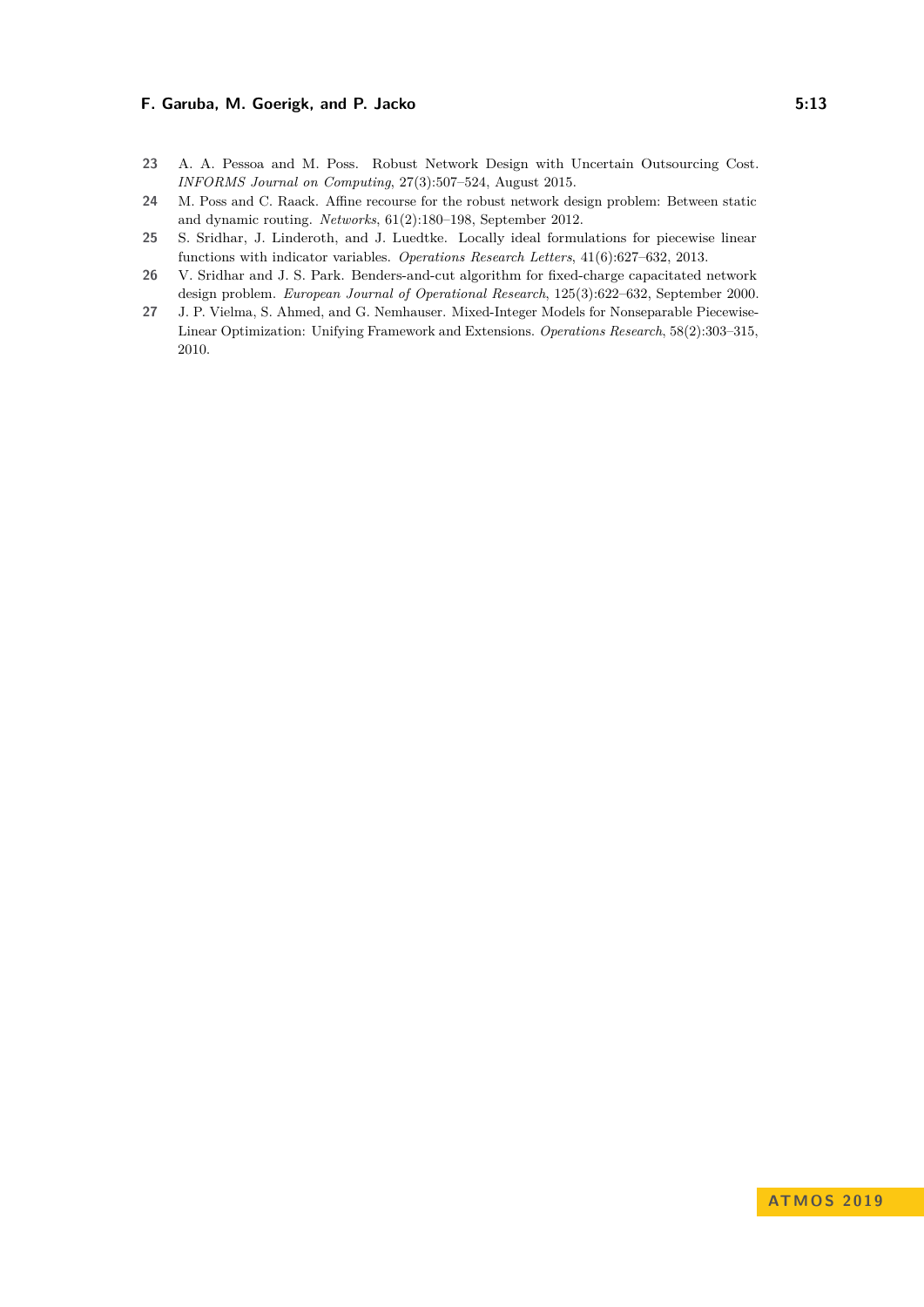23 A. A. Pessoa and M. Poss. Robust Network Design with Uncertain Outsourcing Cost. *INFORMS Journal on Computing*, 27(3):507–524, August 2015.

24 M. Poss and C. Raack. Affine recourse for the robust network design problem: Between static and dynamic routing. *Networks*, 61(2):180–198, September 2012.

25 S. Sridhar, J. Linderoth, and J. Luedtke. Locally ideal formulations for piecewise linear functions with indicator variables. *Operations Research Letters*, 41(6):627–632, 2013.

26 V. Sridhar and J. S. Park. Benders-and-cut algorithm for fixed-charge capacitated network design problem. *European Journal of Operational Research*, 125(3):622–632, September 2000.

27 J. P. Vielma, S. Ahmed, and G. Nemhauser. Mixed-Integer Models for Nonseparable Piecewise-Linear Optimization: Unifying Framework and Extensions. *Operations Research*, 58(2):303–315, 2010.